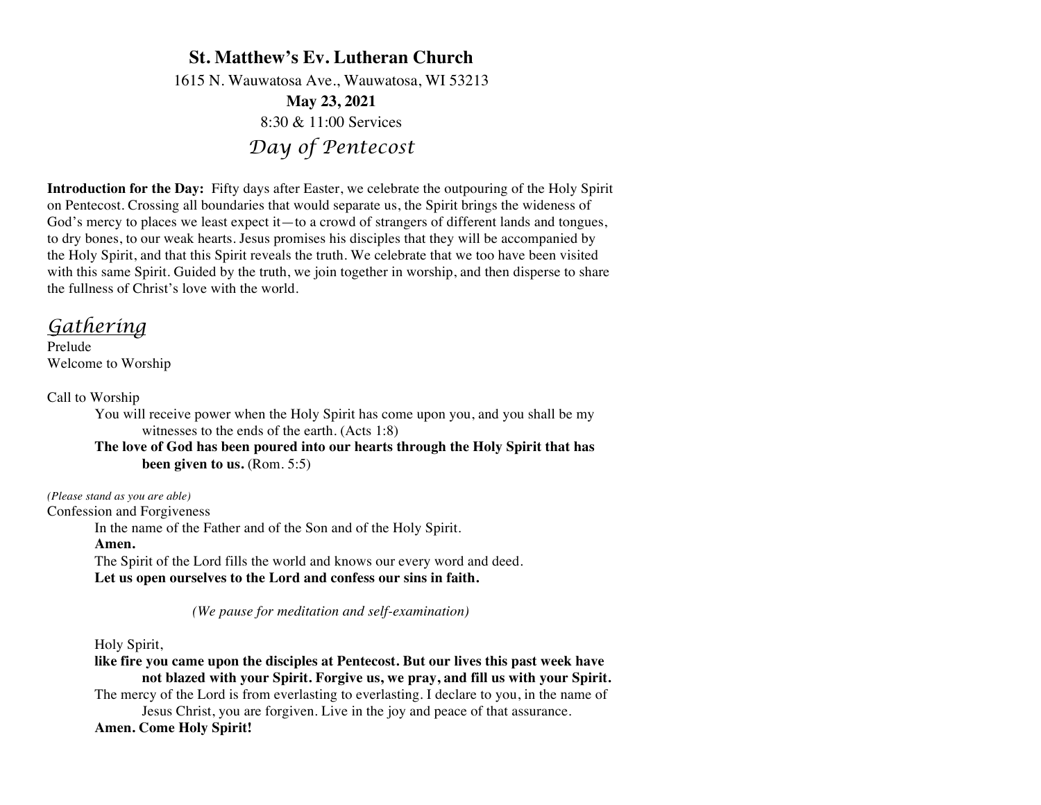# St. Matthew's Ev. Lutheran Church

1615 N. Wauwatosa Ave., Wauwatosa, WI 53213

**May 23, 2021**

8:30 & 11:00 Services

## *Day of Pentecost*

**Introduction for the Day:** Fifty days after Easter, we celebrate the outpouring of the Holy Spirit on Pentecost. Crossing all boundaries that would separate us, the Spirit brings the wideness of God's mercy to places we least expect it—to a crowd of strangers of different lands and tongues, to dry bones, to our weak hearts. Jesus promises his disciples that they will be accompanied by the Holy Spirit, and that this Spirit reveals the truth. We celebrate that we too have been visited with this same Spirit. Guided by the truth, we join together in worship, and then disperse to share the fullness of Christ's love with the world.

## *Gathering*

Prelude

Welcome to Worship

Call to Worship

You will receive power when the Holy Spirit has come upon you, and you shall be my witnesses to the ends of the earth. (Acts 1:8)

**The love of God has been poured into our hearts through the Holy Spirit that has been given to us.** (Rom. 5:5)

*(Please stand as you are able)*

Confession and Forgiveness

In the name of the Father and of the Son and of the Holy Spirit.

**Amen.**

The Spirit of the Lord fills the world and knows our every word and deed.

**Let us open ourselves to the Lord and confess our sins in faith.**

*(We pause for meditation and self-examination)*

Holy Spirit,

**like fire you came upon the disciples at Pentecost. But our lives this past week have not blazed with your Spirit. Forgive us, we pray, and fill us with your Spirit.**

The mercy of the Lord is from everlasting to everlasting. I declare to you, in the name of Jesus Christ, you are forgiven. Live in the joy and peace of that assurance.

**Amen. Come Holy Spirit!**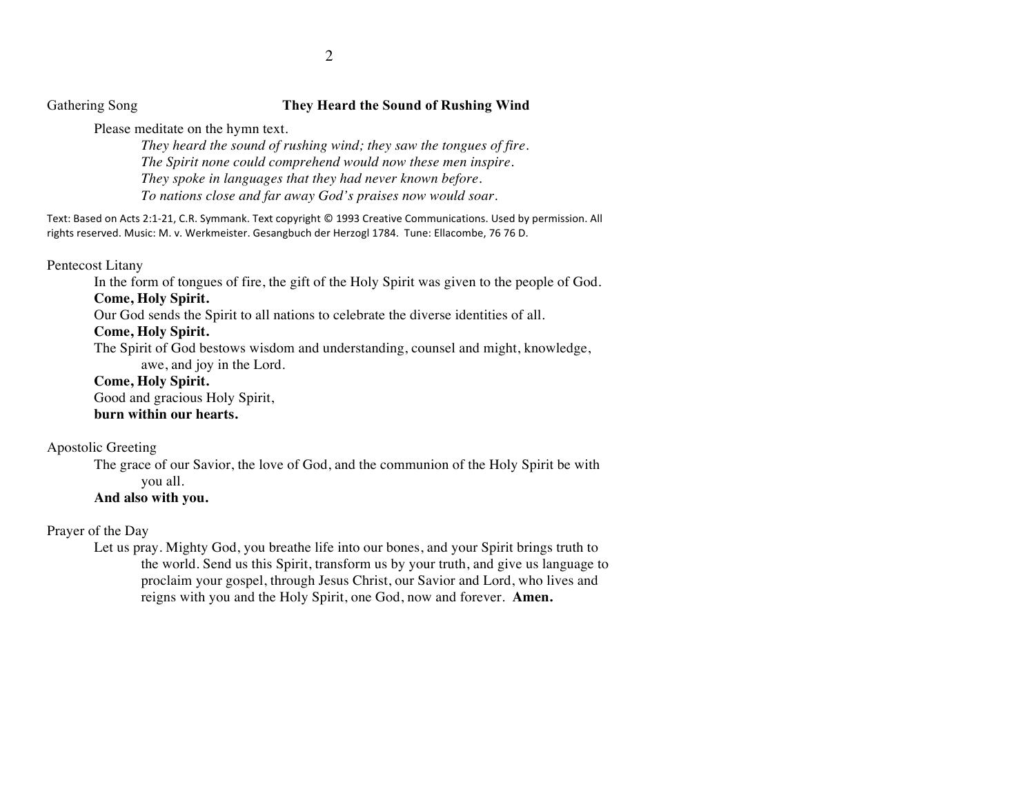Gathering Song **They Heard the Sound of Rushing Wind**

Please meditate on the hymn text.

*They heard the sound of rushing wind; they saw the tongues of fire.*
*The Spirit none could comprehend would now these men inspire.*
*They spoke in languages that they had never known before.*
*To nations close and far away God's praises now would soar.*

Text: Based on Acts 2:1-21, C.R. Symmank. Text copyright © 1993 Creative Communications. Used by permission. All rights reserved. Music: M. v. Werkmeister. Gesangbuch der Herzogl 1784. Tune: Ellacombe, 76 76 D.

Pentecost Litany

In the form of tongues of fire, the gift of the Holy Spirit was given to the people of God.
**Come, Holy Spirit.**
Our God sends the Spirit to all nations to celebrate the diverse identities of all.
**Come, Holy Spirit.**
The Spirit of God bestows wisdom and understanding, counsel and might, knowledge, awe, and joy in the Lord.
**Come, Holy Spirit.**
Good and gracious Holy Spirit,
**burn within our hearts.**

Apostolic Greeting

The grace of our Savior, the love of God, and the communion of the Holy Spirit be with you all.
**And also with you.**

Prayer of the Day

Let us pray. Mighty God, you breathe life into our bones, and your Spirit brings truth to the world. Send us this Spirit, transform us by your truth, and give us language to proclaim your gospel, through Jesus Christ, our Savior and Lord, who lives and reigns with you and the Holy Spirit, one God, now and forever. **Amen.**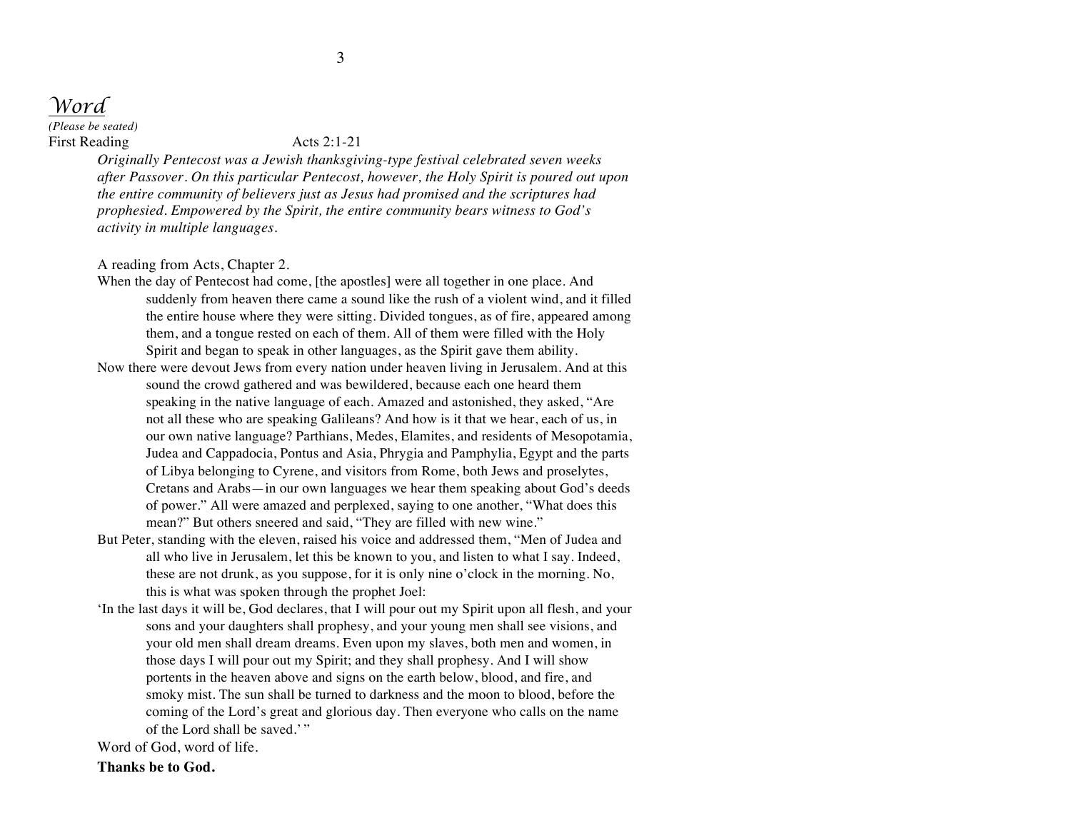# *Word*

*(Please be seated)*

First Reading Acts 2:1-21

*Originally Pentecost was a Jewish thanksgiving-type festival celebrated seven weeks after Passover. On this particular Pentecost, however, the Holy Spirit is poured out upon the entire community of believers just as Jesus had promised and the scriptures had prophesied. Empowered by the Spirit, the entire community bears witness to God's activity in multiple languages.*

A reading from Acts, Chapter 2.

When the day of Pentecost had come, [the apostles] were all together in one place. And suddenly from heaven there came a sound like the rush of a violent wind, and it filled the entire house where they were sitting. Divided tongues, as of fire, appeared among them, and a tongue rested on each of them. All of them were filled with the Holy Spirit and began to speak in other languages, as the Spirit gave them ability.

Now there were devout Jews from every nation under heaven living in Jerusalem. And at this sound the crowd gathered and was bewildered, because each one heard them speaking in the native language of each. Amazed and astonished, they asked, "Are not all these who are speaking Galileans? And how is it that we hear, each of us, in our own native language? Parthians, Medes, Elamites, and residents of Mesopotamia, Judea and Cappadocia, Pontus and Asia, Phrygia and Pamphylia, Egypt and the parts of Libya belonging to Cyrene, and visitors from Rome, both Jews and proselytes, Cretans and Arabs—in our own languages we hear them speaking about God's deeds of power." All were amazed and perplexed, saying to one another, "What does this mean?" But others sneered and said, "They are filled with new wine."

But Peter, standing with the eleven, raised his voice and addressed them, "Men of Judea and all who live in Jerusalem, let this be known to you, and listen to what I say. Indeed, these are not drunk, as you suppose, for it is only nine o'clock in the morning. No, this is what was spoken through the prophet Joel:

'In the last days it will be, God declares, that I will pour out my Spirit upon all flesh, and your sons and your daughters shall prophesy, and your young men shall see visions, and your old men shall dream dreams. Even upon my slaves, both men and women, in those days I will pour out my Spirit; and they shall prophesy. And I will show portents in the heaven above and signs on the earth below, blood, and fire, and smoky mist. The sun shall be turned to darkness and the moon to blood, before the coming of the Lord's great and glorious day. Then everyone who calls on the name of the Lord shall be saved.' "

Word of God, word of life.

**Thanks be to God.**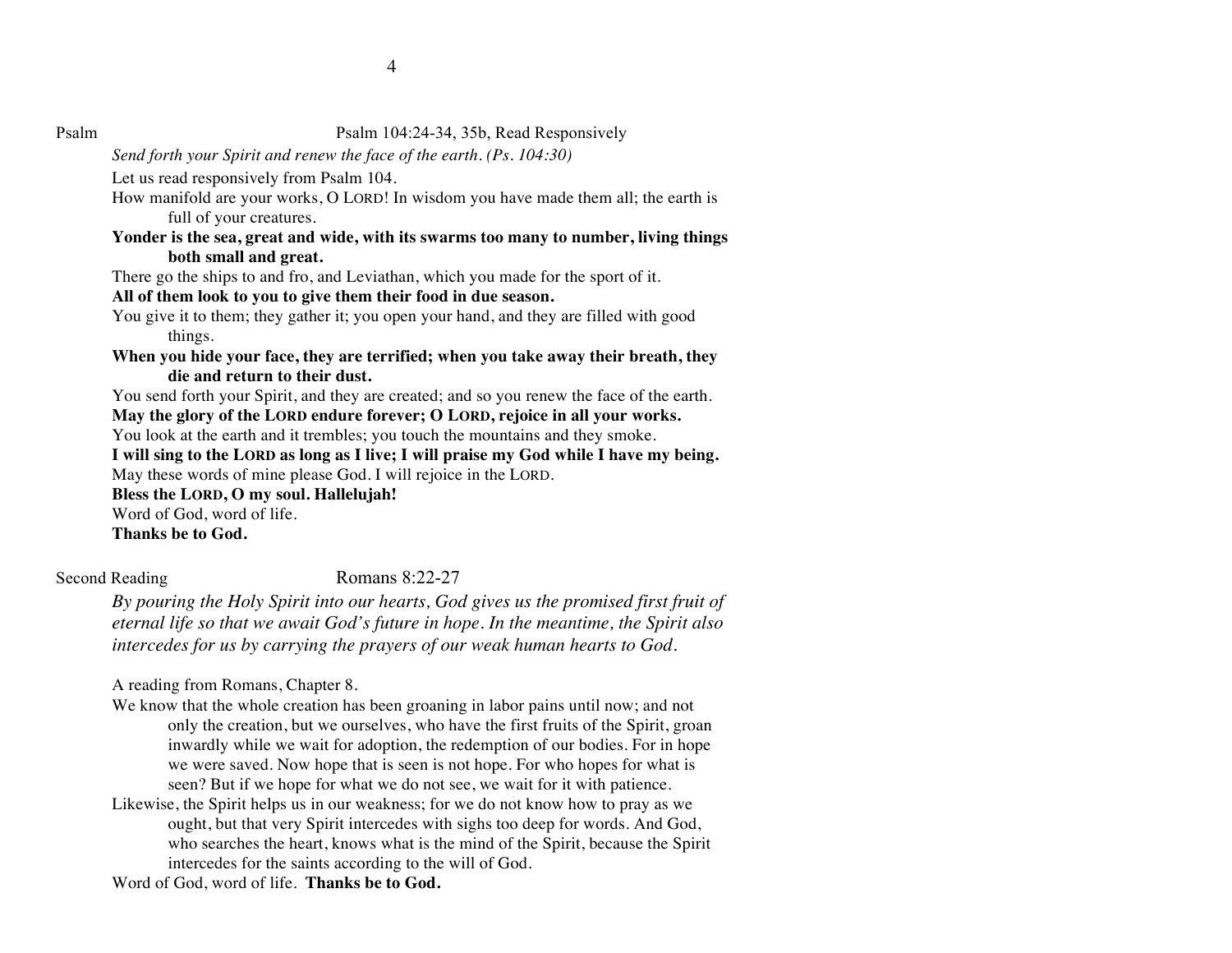Psalm — Psalm 104:24-34, 35b, Read Responsively

*Send forth your Spirit and renew the face of the earth. (Ps. 104:30)*

Let us read responsively from Psalm 104.

How manifold are your works, O LORD! In wisdom you have made them all; the earth is full of your creatures.

**Yonder is the sea, great and wide, with its swarms too many to number, living things both small and great.**

There go the ships to and fro, and Leviathan, which you made for the sport of it.

**All of them look to you to give them their food in due season.**

You give it to them; they gather it; you open your hand, and they are filled with good things.

**When you hide your face, they are terrified; when you take away their breath, they die and return to their dust.**

You send forth your Spirit, and they are created; and so you renew the face of the earth.

**May the glory of the LORD endure forever; O LORD, rejoice in all your works.**

You look at the earth and it trembles; you touch the mountains and they smoke.

**I will sing to the LORD as long as I live; I will praise my God while I have my being.**

May these words of mine please God. I will rejoice in the LORD.

**Bless the LORD, O my soul. Hallelujah!**

Word of God, word of life.

**Thanks be to God.**

Second Reading — Romans 8:22-27

*By pouring the Holy Spirit into our hearts, God gives us the promised first fruit of eternal life so that we await God's future in hope. In the meantime, the Spirit also intercedes for us by carrying the prayers of our weak human hearts to God.*

A reading from Romans, Chapter 8.

We know that the whole creation has been groaning in labor pains until now; and not only the creation, but we ourselves, who have the first fruits of the Spirit, groan inwardly while we wait for adoption, the redemption of our bodies. For in hope we were saved. Now hope that is seen is not hope. For who hopes for what is seen? But if we hope for what we do not see, we wait for it with patience.

Likewise, the Spirit helps us in our weakness; for we do not know how to pray as we ought, but that very Spirit intercedes with sighs too deep for words. And God, who searches the heart, knows what is the mind of the Spirit, because the Spirit intercedes for the saints according to the will of God.

Word of God, word of life. **Thanks be to God.**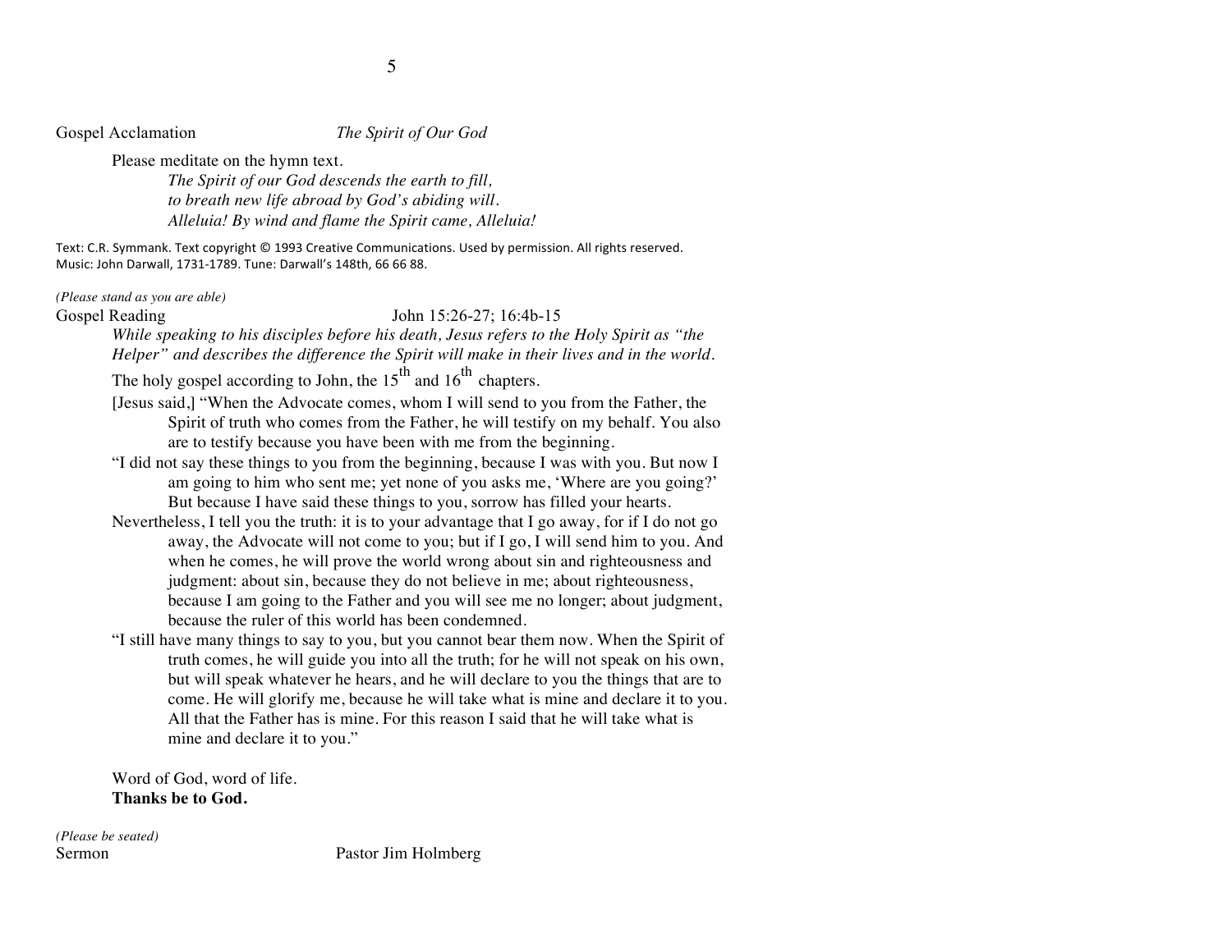Gospel Acclamation *The Spirit of Our God*

Please meditate on the hymn text.

*The Spirit of our God descends the earth to fill,*
*to breath new life abroad by God's abiding will.*
*Alleluia! By wind and flame the Spirit came, Alleluia!*

Text: C.R. Symmank. Text copyright © 1993 Creative Communications. Used by permission. All rights reserved.
Music: John Darwall, 1731-1789. Tune: Darwall's 148th, 66 66 88.

*(Please stand as you are able)*

Gospel Reading John 15:26-27; 16:4b-15

*While speaking to his disciples before his death, Jesus refers to the Holy Spirit as "the Helper" and describes the difference the Spirit will make in their lives and in the world.*

The holy gospel according to John, the 15th and 16th chapters.

[Jesus said,] "When the Advocate comes, whom I will send to you from the Father, the Spirit of truth who comes from the Father, he will testify on my behalf. You also are to testify because you have been with me from the beginning.

"I did not say these things to you from the beginning, because I was with you. But now I am going to him who sent me; yet none of you asks me, 'Where are you going?' But because I have said these things to you, sorrow has filled your hearts.

Nevertheless, I tell you the truth: it is to your advantage that I go away, for if I do not go away, the Advocate will not come to you; but if I go, I will send him to you. And when he comes, he will prove the world wrong about sin and righteousness and judgment: about sin, because they do not believe in me; about righteousness, because I am going to the Father and you will see me no longer; about judgment, because the ruler of this world has been condemned.

"I still have many things to say to you, but you cannot bear them now. When the Spirit of truth comes, he will guide you into all the truth; for he will not speak on his own, but will speak whatever he hears, and he will declare to you the things that are to come. He will glorify me, because he will take what is mine and declare it to you. All that the Father has is mine. For this reason I said that he will take what is mine and declare it to you."

Word of God, word of life.
**Thanks be to God.**

*(Please be seated)*

Sermon Pastor Jim Holmberg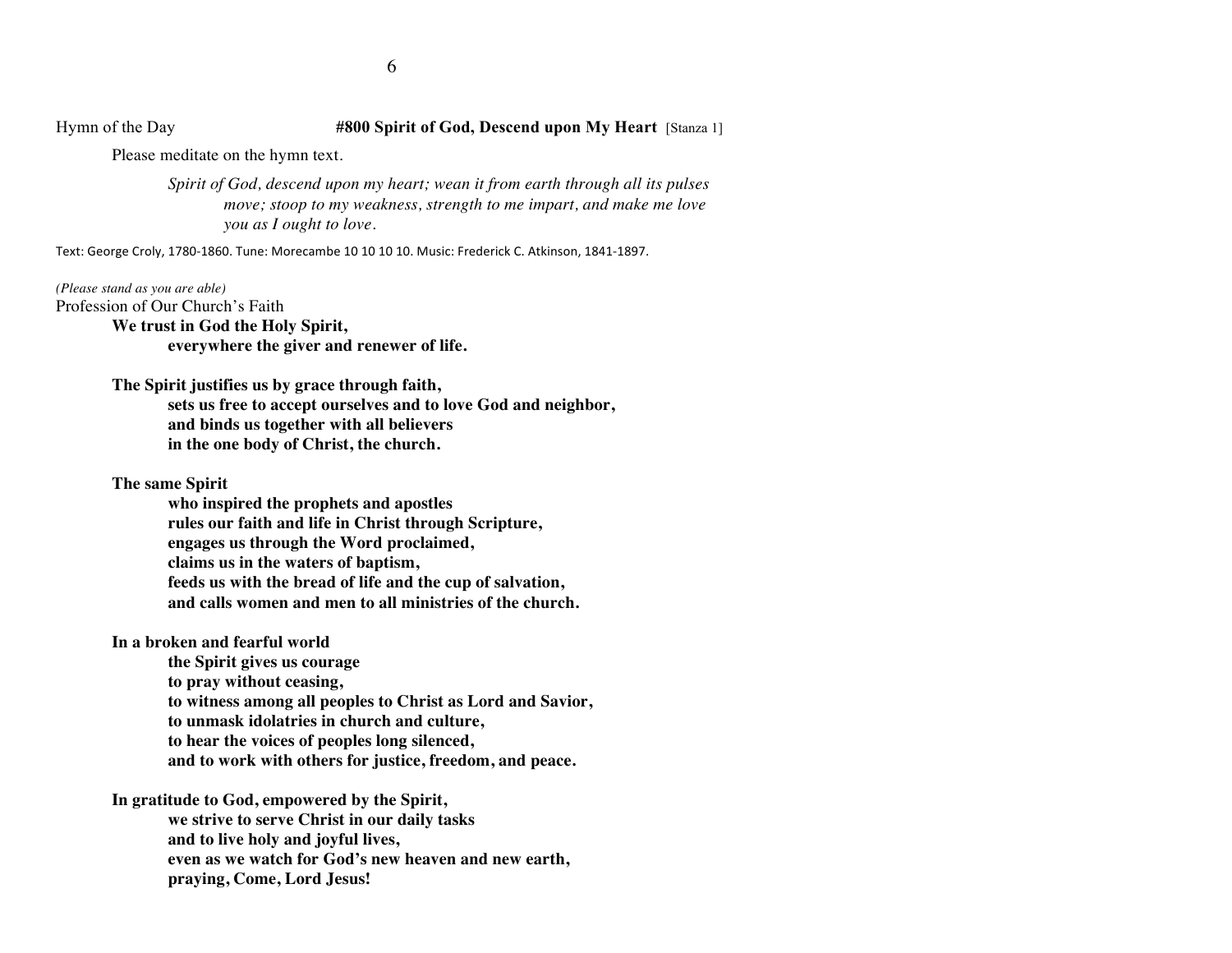Hymn of the Day **#800 Spirit of God, Descend upon My Heart** [Stanza 1]

Please meditate on the hymn text.

> *Spirit of God, descend upon my heart; wean it from earth through all its pulses move; stoop to my weakness, strength to me impart, and make me love you as I ought to love.*

Text: George Croly, 1780-1860. Tune: Morecambe 10 10 10 10. Music: Frederick C. Atkinson, 1841-1897.

*(Please stand as you are able)*

Profession of Our Church's Faith

**We trust in God the Holy Spirit,**
**everywhere the giver and renewer of life.**

**The Spirit justifies us by grace through faith,**
**sets us free to accept ourselves and to love God and neighbor,**
**and binds us together with all believers**
**in the one body of Christ, the church.**

**The same Spirit**
**who inspired the prophets and apostles**
**rules our faith and life in Christ through Scripture,**
**engages us through the Word proclaimed,**
**claims us in the waters of baptism,**
**feeds us with the bread of life and the cup of salvation,**
**and calls women and men to all ministries of the church.**

**In a broken and fearful world**
**the Spirit gives us courage**
**to pray without ceasing,**
**to witness among all peoples to Christ as Lord and Savior,**
**to unmask idolatries in church and culture,**
**to hear the voices of peoples long silenced,**
**and to work with others for justice, freedom, and peace.**

**In gratitude to God, empowered by the Spirit,**
**we strive to serve Christ in our daily tasks**
**and to live holy and joyful lives,**
**even as we watch for God's new heaven and new earth,**
**praying, Come, Lord Jesus!**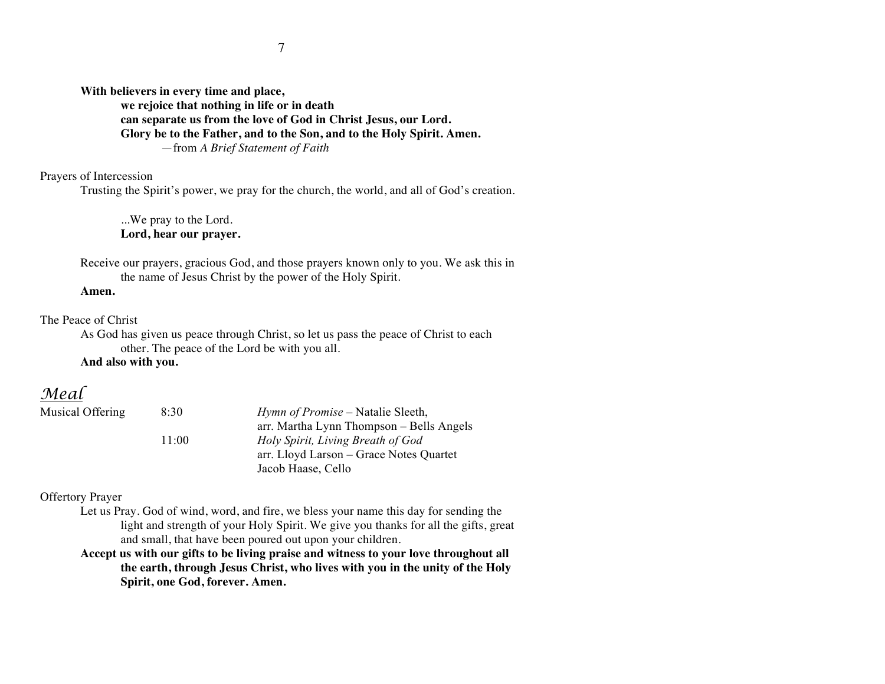**With believers in every time and place,**
**we rejoice that nothing in life or in death**
**can separate us from the love of God in Christ Jesus, our Lord.**
**Glory be to the Father, and to the Son, and to the Holy Spirit. Amen.**
—from *A Brief Statement of Faith*

Prayers of Intercession

Trusting the Spirit's power, we pray for the church, the world, and all of God's creation.

...We pray to the Lord.
**Lord, hear our prayer.**

Receive our prayers, gracious God, and those prayers known only to you. We ask this in the name of Jesus Christ by the power of the Holy Spirit.
**Amen.**

The Peace of Christ

As God has given us peace through Christ, so let us pass the peace of Christ to each other. The peace of the Lord be with you all.
**And also with you.**

## *Meal*

| Musical Offering | 8:30 | *Hymn of Promise* – Natalie Sleeth, arr. Martha Lynn Thompson – Bells Angels |
|---|---|---|
| | 11:00 | *Holy Spirit, Living Breath of God* arr. Lloyd Larson – Grace Notes Quartet Jacob Haase, Cello |

Offertory Prayer

Let us Pray. God of wind, word, and fire, we bless your name this day for sending the light and strength of your Holy Spirit. We give you thanks for all the gifts, great and small, that have been poured out upon your children.
**Accept us with our gifts to be living praise and witness to your love throughout all the earth, through Jesus Christ, who lives with you in the unity of the Holy Spirit, one God, forever. Amen.**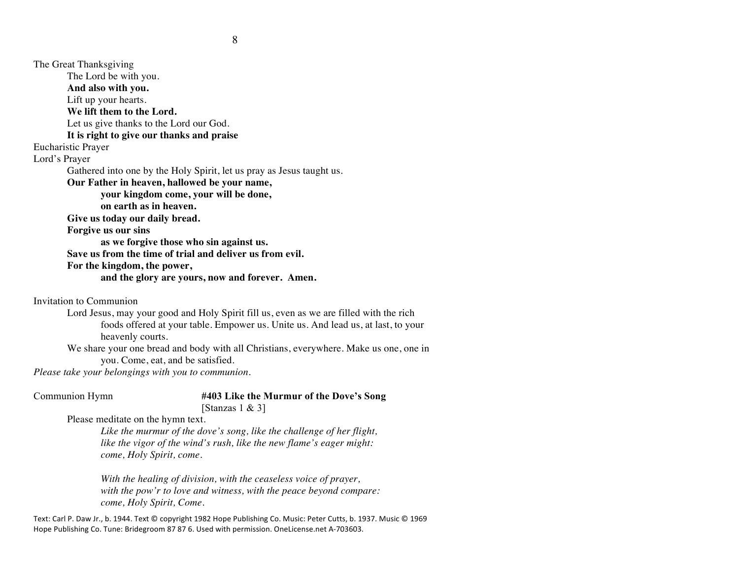The Great Thanksgiving

The Lord be with you.
**And also with you.**
Lift up your hearts.
**We lift them to the Lord.**
Let us give thanks to the Lord our God.
**It is right to give our thanks and praise**

Eucharistic Prayer

Lord's Prayer

Gathered into one by the Holy Spirit, let us pray as Jesus taught us.
**Our Father in heaven, hallowed be your name,**
**your kingdom come, your will be done,**
**on earth as in heaven.**
**Give us today our daily bread.**
**Forgive us our sins**
**as we forgive those who sin against us.**
**Save us from the time of trial and deliver us from evil.**
**For the kingdom, the power,**
**and the glory are yours, now and forever. Amen.**

Invitation to Communion

Lord Jesus, may your good and Holy Spirit fill us, even as we are filled with the rich foods offered at your table. Empower us. Unite us. And lead us, at last, to your heavenly courts.

We share your one bread and body with all Christians, everywhere. Make us one, one in you. Come, eat, and be satisfied.

*Please take your belongings with you to communion.*

Communion Hymn **#403 Like the Murmur of the Dove's Song**
[Stanzas 1 & 3]

Please meditate on the hymn text.

*Like the murmur of the dove's song, like the challenge of her flight,*
*like the vigor of the wind's rush, like the new flame's eager might:*
*come, Holy Spirit, come.*

*With the healing of division, with the ceaseless voice of prayer,*
*with the pow'r to love and witness, with the peace beyond compare:*
*come, Holy Spirit, Come.*

Text: Carl P. Daw Jr., b. 1944. Text © copyright 1982 Hope Publishing Co. Music: Peter Cutts, b. 1937. Music © 1969 Hope Publishing Co. Tune: Bridegroom 87 87 6. Used with permission. OneLicense.net A-703603.